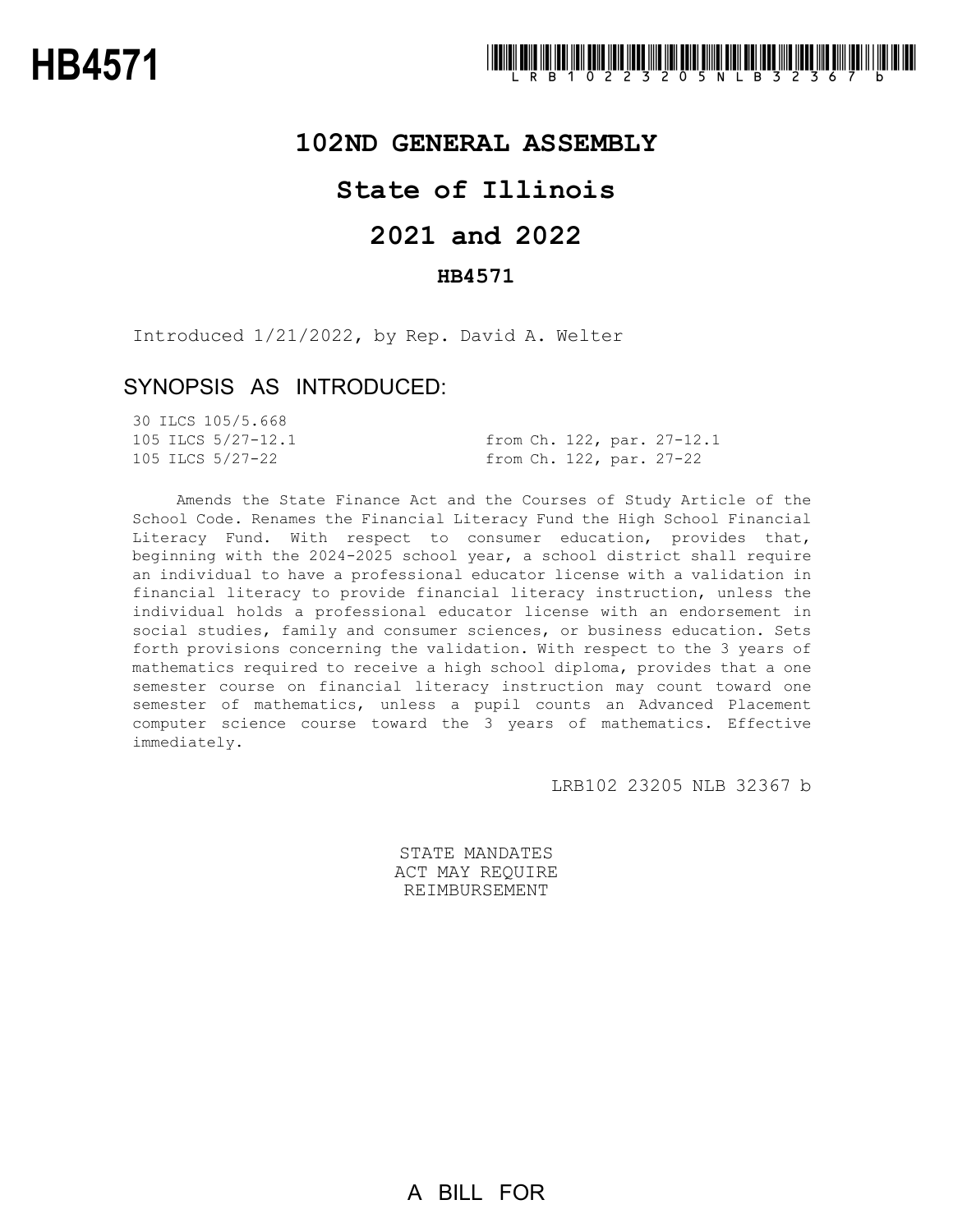# HB4571

LRB102 23205 NLB 32367 b

## 102ND GENERAL ASSEMBLY

## State of Illinois

## 2021 and 2022

### HB4571

Introduced 1/21/2022, by Rep. David A. Welter

## SYNOPSIS AS INTRODUCED:

| | |
|---|---|
| 30 ILCS 105/5.668 | |
| 105 ILCS 5/27-12.1 | from Ch. 122, par. 27-12.1 |
| 105 ILCS 5/27-22 | from Ch. 122, par. 27-22 |

Amends the State Finance Act and the Courses of Study Article of the School Code. Renames the Financial Literacy Fund the High School Financial Literacy Fund. With respect to consumer education, provides that, beginning with the 2024-2025 school year, a school district shall require an individual to have a professional educator license with a validation in financial literacy to provide financial literacy instruction, unless the individual holds a professional educator license with an endorsement in social studies, family and consumer sciences, or business education. Sets forth provisions concerning the validation. With respect to the 3 years of mathematics required to receive a high school diploma, provides that a one semester course on financial literacy instruction may count toward one semester of mathematics, unless a pupil counts an Advanced Placement computer science course toward the 3 years of mathematics. Effective immediately.

LRB102 23205 NLB 32367 b

STATE MANDATES
ACT MAY REQUIRE
REIMBURSEMENT

A BILL FOR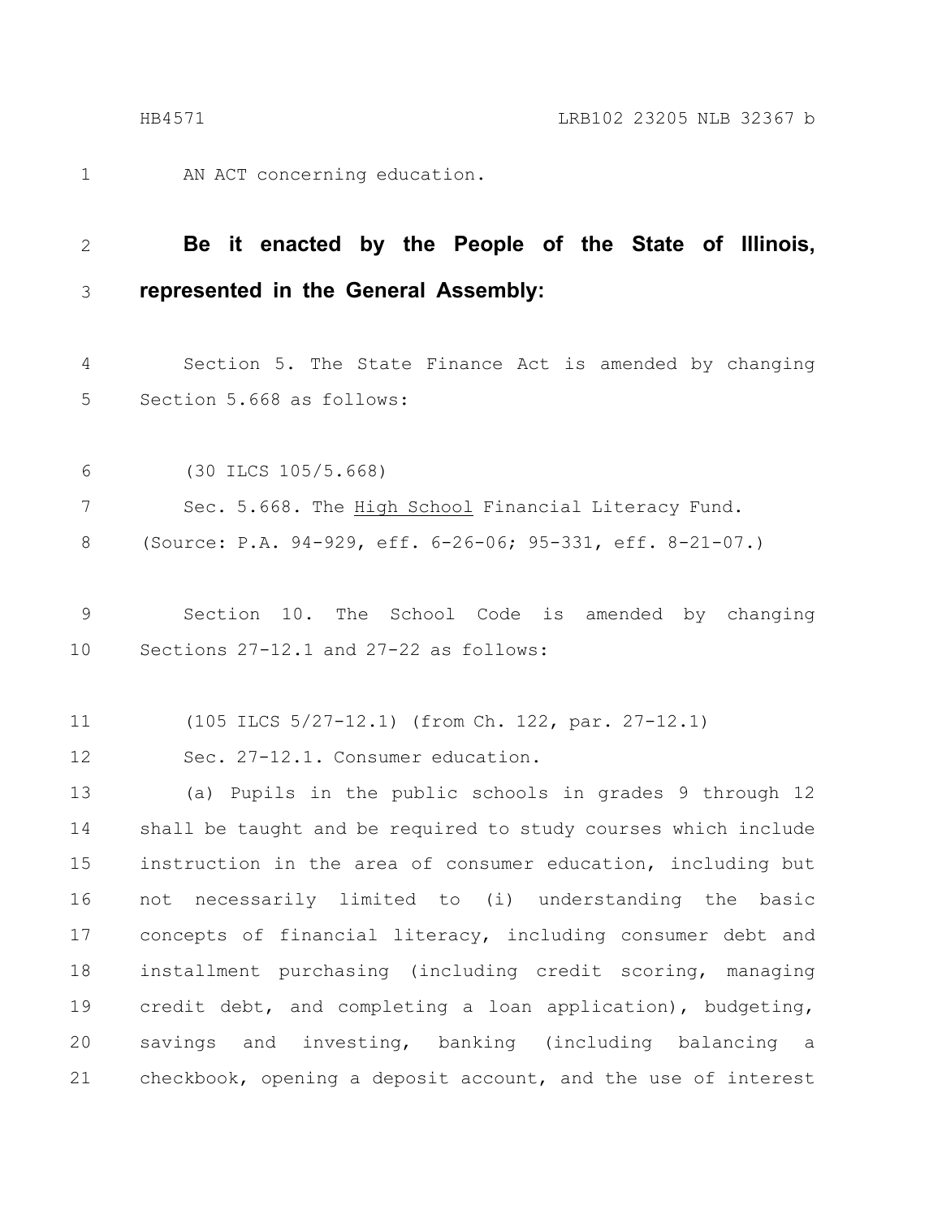AN ACT concerning education.

**Be it enacted by the People of the State of Illinois, represented in the General Assembly:**

Section 5. The State Finance Act is amended by changing Section 5.668 as follows:

(30 ILCS 105/5.668)

Sec. 5.668. The <u>High School</u> Financial Literacy Fund.

(Source: P.A. 94-929, eff. 6-26-06; 95-331, eff. 8-21-07.)

Section 10. The School Code is amended by changing Sections 27-12.1 and 27-22 as follows:

(105 ILCS 5/27-12.1) (from Ch. 122, par. 27-12.1)

Sec. 27-12.1. Consumer education.

(a) Pupils in the public schools in grades 9 through 12 shall be taught and be required to study courses which include instruction in the area of consumer education, including but not necessarily limited to (i) understanding the basic concepts of financial literacy, including consumer debt and installment purchasing (including credit scoring, managing credit debt, and completing a loan application), budgeting, savings and investing, banking (including balancing a checkbook, opening a deposit account, and the use of interest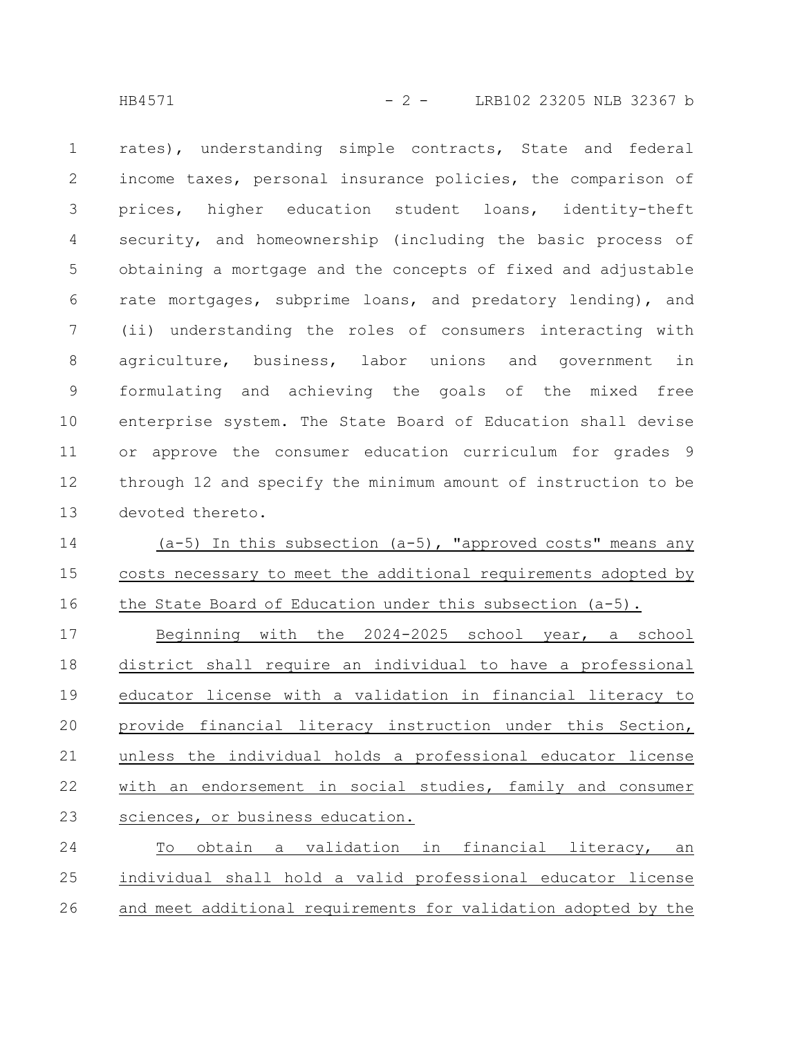rates), understanding simple contracts, State and federal income taxes, personal insurance policies, the comparison of prices, higher education student loans, identity-theft security, and homeownership (including the basic process of obtaining a mortgage and the concepts of fixed and adjustable rate mortgages, subprime loans, and predatory lending), and (ii) understanding the roles of consumers interacting with agriculture, business, labor unions and government in formulating and achieving the goals of the mixed free enterprise system. The State Board of Education shall devise or approve the consumer education curriculum for grades 9 through 12 and specify the minimum amount of instruction to be devoted thereto.

(a-5) In this subsection (a-5), "approved costs" means any costs necessary to meet the additional requirements adopted by the State Board of Education under this subsection (a-5).

Beginning with the 2024-2025 school year, a school district shall require an individual to have a professional educator license with a validation in financial literacy to provide financial literacy instruction under this Section, unless the individual holds a professional educator license with an endorsement in social studies, family and consumer sciences, or business education.

To obtain a validation in financial literacy, an individual shall hold a valid professional educator license and meet additional requirements for validation adopted by the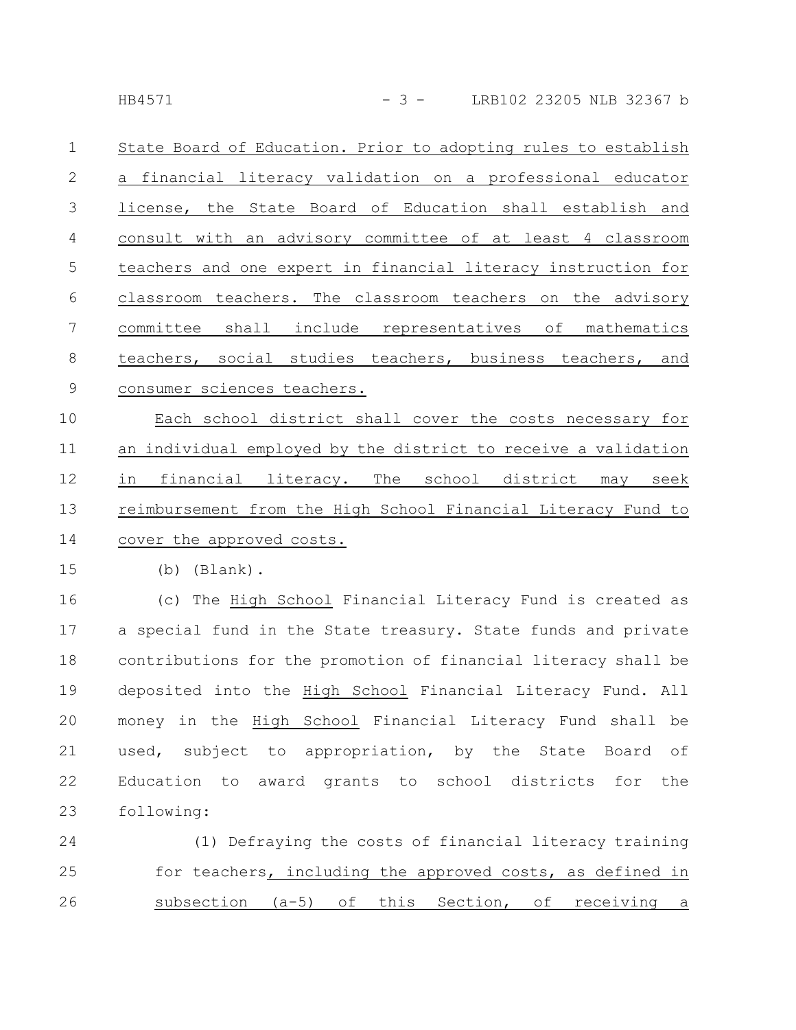State Board of Education. Prior to adopting rules to establish a financial literacy validation on a professional educator license, the State Board of Education shall establish and consult with an advisory committee of at least 4 classroom teachers and one expert in financial literacy instruction for classroom teachers. The classroom teachers on the advisory committee shall include representatives of mathematics teachers, social studies teachers, business teachers, and consumer sciences teachers.

Each school district shall cover the costs necessary for an individual employed by the district to receive a validation in financial literacy. The school district may seek reimbursement from the High School Financial Literacy Fund to cover the approved costs.

(b) (Blank).

(c) The High School Financial Literacy Fund is created as a special fund in the State treasury. State funds and private contributions for the promotion of financial literacy shall be deposited into the High School Financial Literacy Fund. All money in the High School Financial Literacy Fund shall be used, subject to appropriation, by the State Board of Education to award grants to school districts for the following:

(1) Defraying the costs of financial literacy training for teachers, including the approved costs, as defined in subsection (a-5) of this Section, of receiving a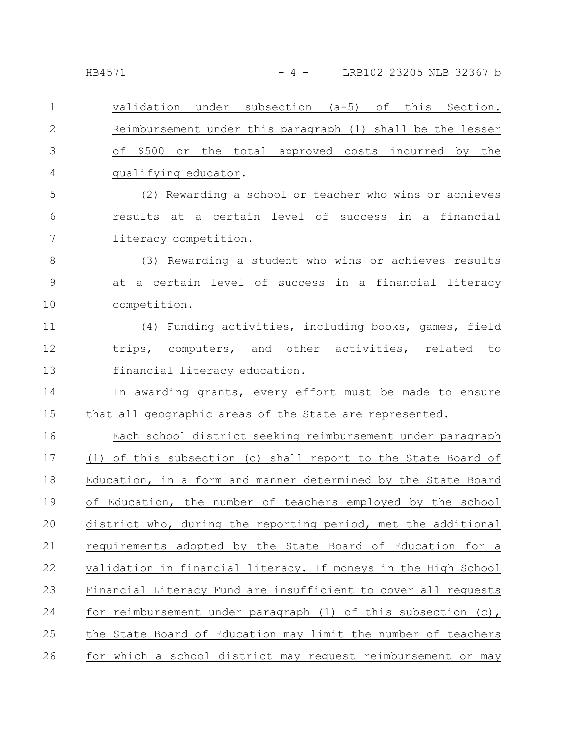validation under subsection (a-5) of this Section. Reimbursement under this paragraph (1) shall be the lesser of $500 or the total approved costs incurred by the qualifying educator.

(2) Rewarding a school or teacher who wins or achieves results at a certain level of success in a financial literacy competition.

(3) Rewarding a student who wins or achieves results at a certain level of success in a financial literacy competition.

(4) Funding activities, including books, games, field trips, computers, and other activities, related to financial literacy education.

In awarding grants, every effort must be made to ensure that all geographic areas of the State are represented.

Each school district seeking reimbursement under paragraph (1) of this subsection (c) shall report to the State Board of Education, in a form and manner determined by the State Board of Education, the number of teachers employed by the school district who, during the reporting period, met the additional requirements adopted by the State Board of Education for a validation in financial literacy. If moneys in the High School Financial Literacy Fund are insufficient to cover all requests for reimbursement under paragraph (1) of this subsection (c), the State Board of Education may limit the number of teachers for which a school district may request reimbursement or may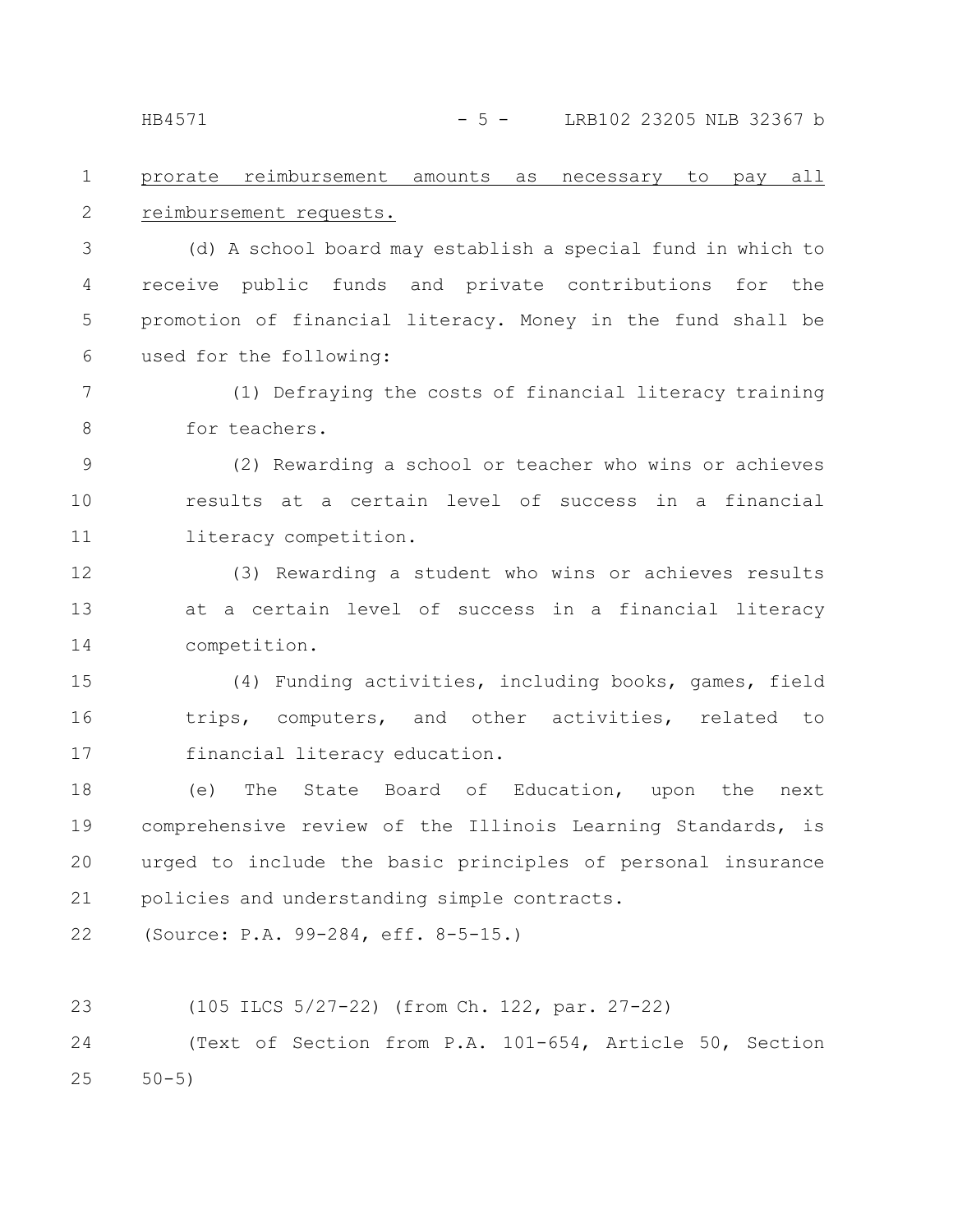prorate reimbursement amounts as necessary to pay all reimbursement requests.

(d) A school board may establish a special fund in which to receive public funds and private contributions for the promotion of financial literacy. Money in the fund shall be used for the following:

(1) Defraying the costs of financial literacy training for teachers.

(2) Rewarding a school or teacher who wins or achieves results at a certain level of success in a financial literacy competition.

(3) Rewarding a student who wins or achieves results at a certain level of success in a financial literacy competition.

(4) Funding activities, including books, games, field trips, computers, and other activities, related to financial literacy education.

(e) The State Board of Education, upon the next comprehensive review of the Illinois Learning Standards, is urged to include the basic principles of personal insurance policies and understanding simple contracts.

(Source: P.A. 99-284, eff. 8-5-15.)

(105 ILCS 5/27-22) (from Ch. 122, par. 27-22)

(Text of Section from P.A. 101-654, Article 50, Section 50-5)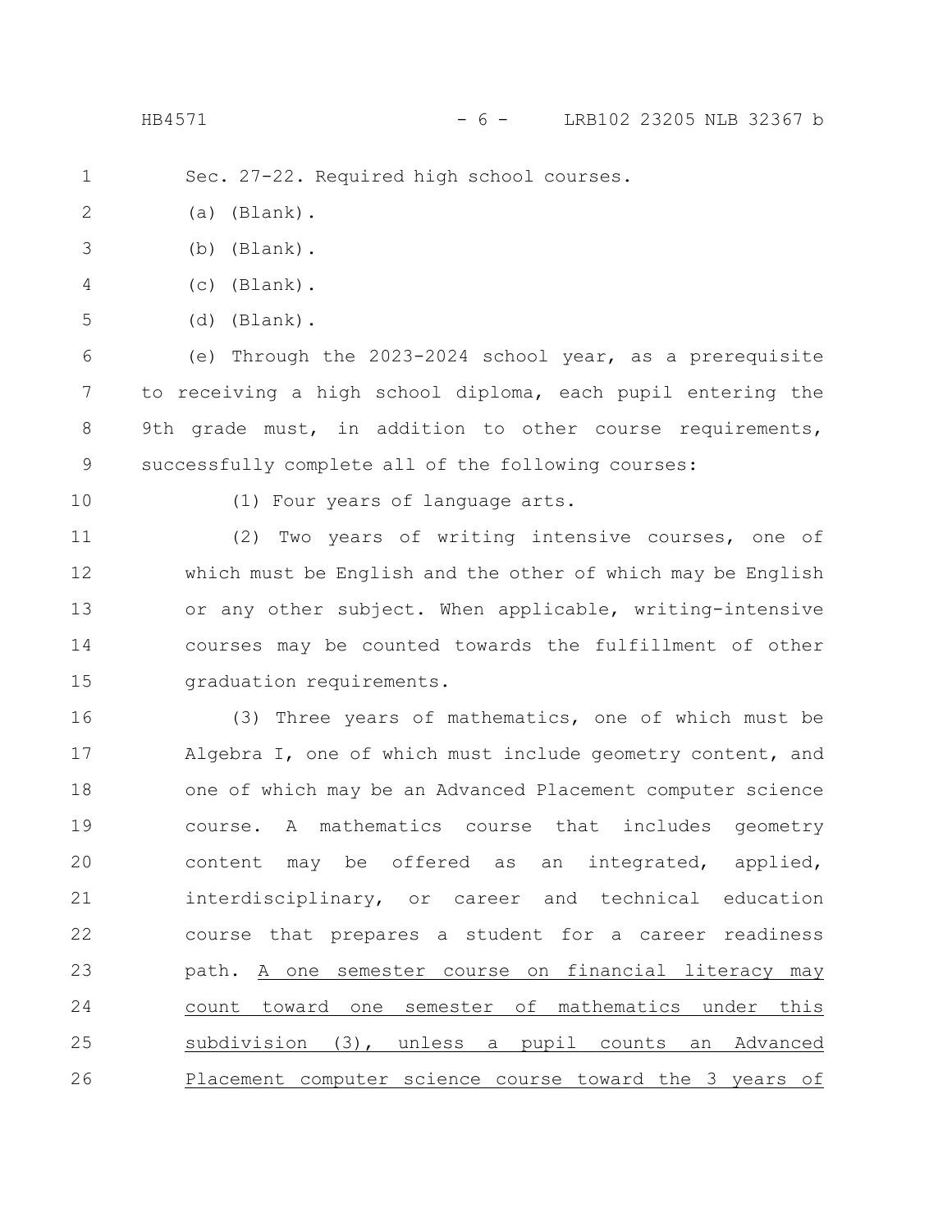Sec. 27-22. Required high school courses.

(a) (Blank).

(b) (Blank).

(c) (Blank).

(d) (Blank).

(e) Through the 2023-2024 school year, as a prerequisite to receiving a high school diploma, each pupil entering the 9th grade must, in addition to other course requirements, successfully complete all of the following courses:

(1) Four years of language arts.

(2) Two years of writing intensive courses, one of which must be English and the other of which may be English or any other subject. When applicable, writing-intensive courses may be counted towards the fulfillment of other graduation requirements.

(3) Three years of mathematics, one of which must be Algebra I, one of which must include geometry content, and one of which may be an Advanced Placement computer science course. A mathematics course that includes geometry content may be offered as an integrated, applied, interdisciplinary, or career and technical education course that prepares a student for a career readiness path. <u>A one semester course on financial literacy may count toward one semester of mathematics under this subdivision (3), unless a pupil counts an Advanced Placement computer science course toward the 3 years of</u>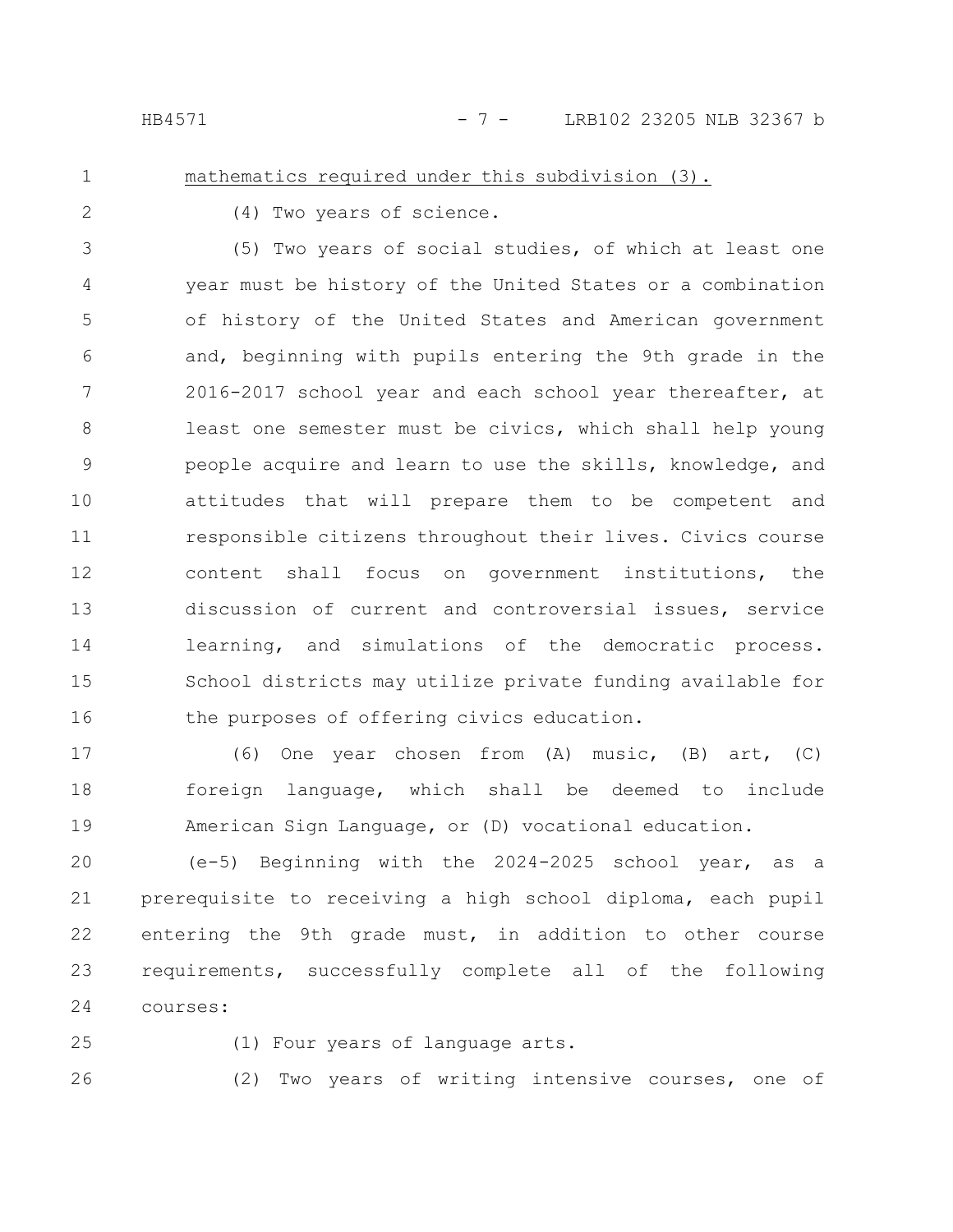mathematics required under this subdivision (3).

(4) Two years of science.

(5) Two years of social studies, of which at least one year must be history of the United States or a combination of history of the United States and American government and, beginning with pupils entering the 9th grade in the 2016-2017 school year and each school year thereafter, at least one semester must be civics, which shall help young people acquire and learn to use the skills, knowledge, and attitudes that will prepare them to be competent and responsible citizens throughout their lives. Civics course content shall focus on government institutions, the discussion of current and controversial issues, service learning, and simulations of the democratic process. School districts may utilize private funding available for the purposes of offering civics education.

(6) One year chosen from (A) music, (B) art, (C) foreign language, which shall be deemed to include American Sign Language, or (D) vocational education.

(e-5) Beginning with the 2024-2025 school year, as a prerequisite to receiving a high school diploma, each pupil entering the 9th grade must, in addition to other course requirements, successfully complete all of the following courses:

(1) Four years of language arts.

(2) Two years of writing intensive courses, one of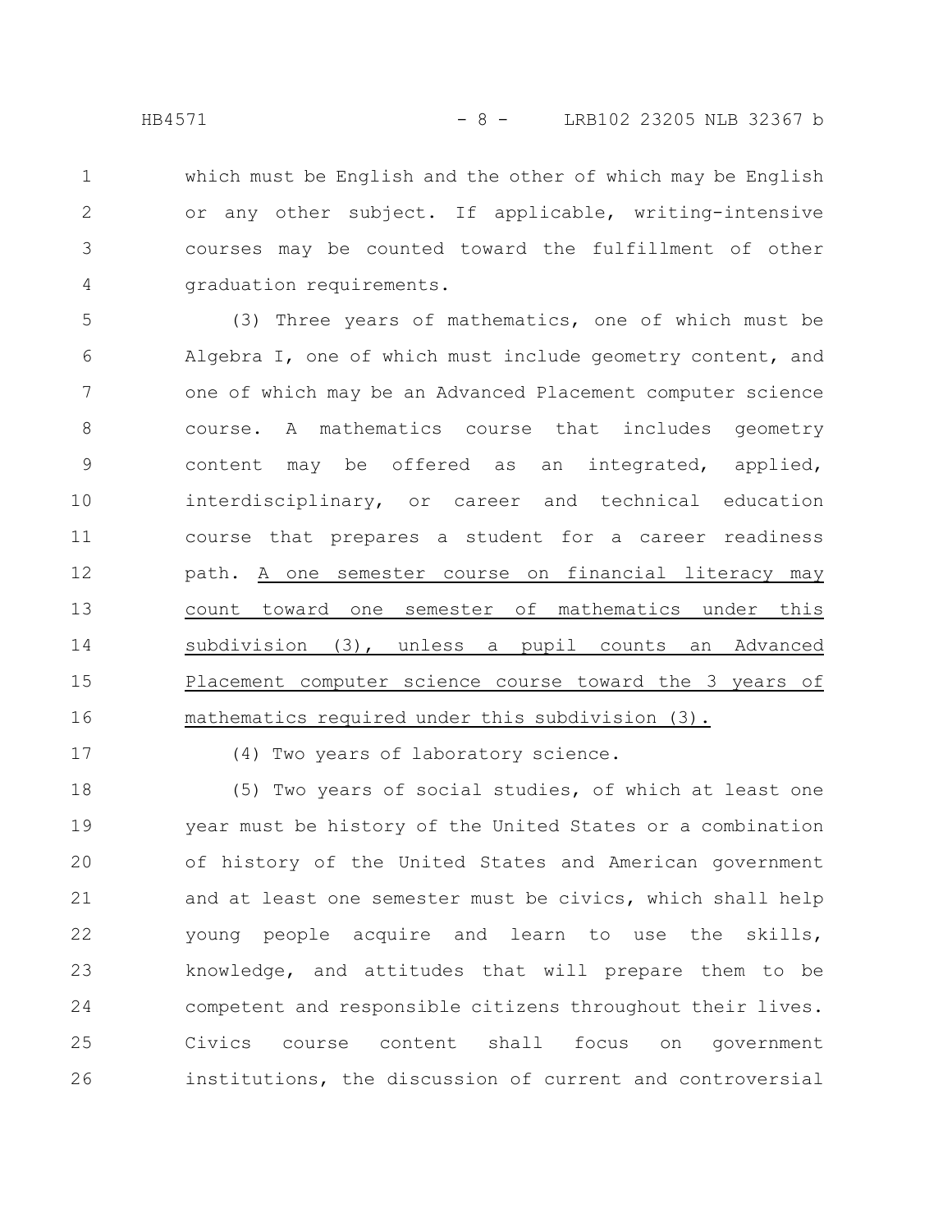which must be English and the other of which may be English or any other subject. If applicable, writing-intensive courses may be counted toward the fulfillment of other graduation requirements.

(3) Three years of mathematics, one of which must be Algebra I, one of which must include geometry content, and one of which may be an Advanced Placement computer science course. A mathematics course that includes geometry content may be offered as an integrated, applied, interdisciplinary, or career and technical education course that prepares a student for a career readiness path. <u>A one semester course on financial literacy may count toward one semester of mathematics under this subdivision (3), unless a pupil counts an Advanced Placement computer science course toward the 3 years of mathematics required under this subdivision (3).</u>

(4) Two years of laboratory science.

(5) Two years of social studies, of which at least one year must be history of the United States or a combination of history of the United States and American government and at least one semester must be civics, which shall help young people acquire and learn to use the skills, knowledge, and attitudes that will prepare them to be competent and responsible citizens throughout their lives. Civics course content shall focus on government institutions, the discussion of current and controversial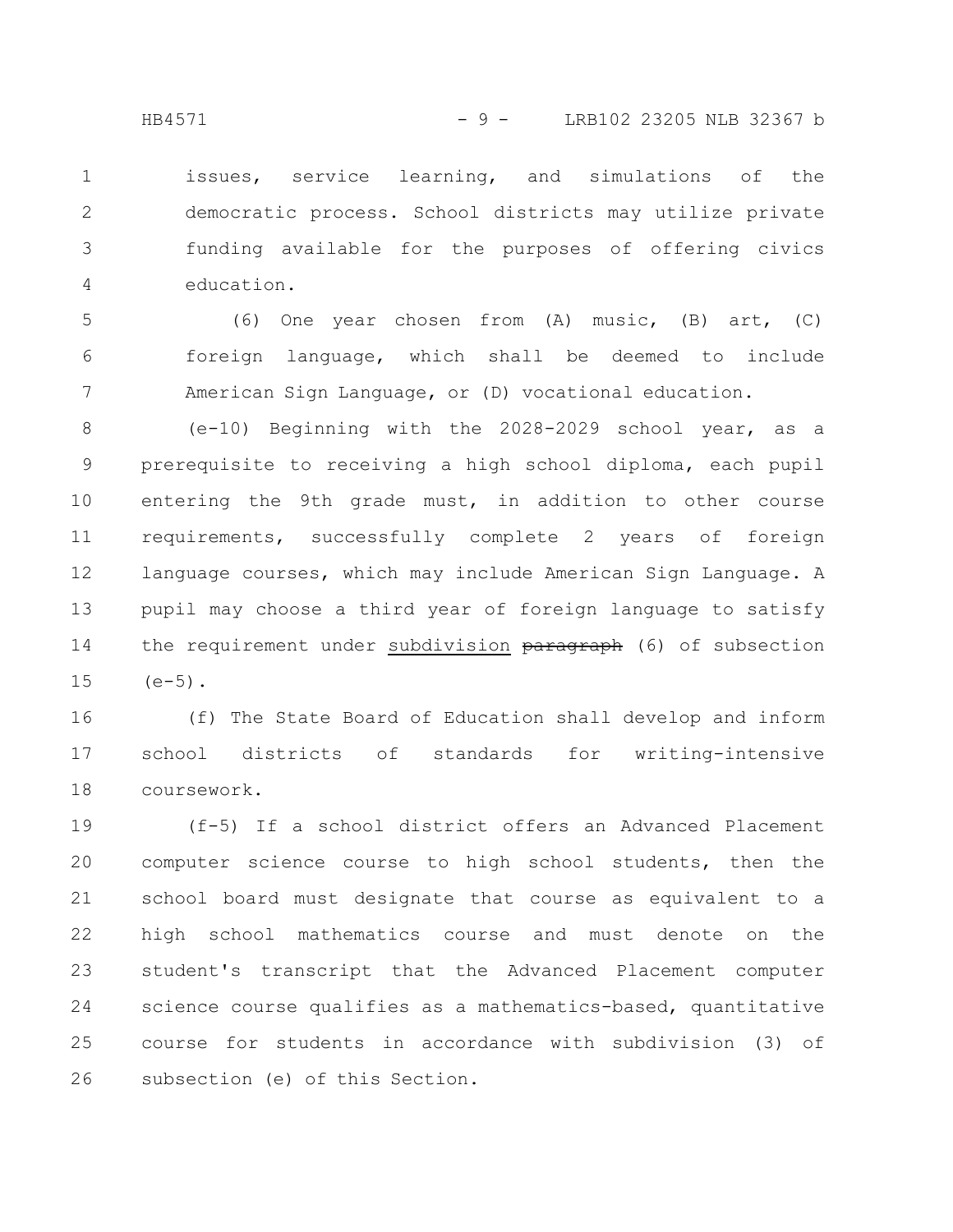issues, service learning, and simulations of the democratic process. School districts may utilize private funding available for the purposes of offering civics education.

(6) One year chosen from (A) music, (B) art, (C) foreign language, which shall be deemed to include American Sign Language, or (D) vocational education.

(e-10) Beginning with the 2028-2029 school year, as a prerequisite to receiving a high school diploma, each pupil entering the 9th grade must, in addition to other course requirements, successfully complete 2 years of foreign language courses, which may include American Sign Language. A pupil may choose a third year of foreign language to satisfy the requirement under <u>subdivision</u> ~~paragraph~~ (6) of subsection (e-5).

(f) The State Board of Education shall develop and inform school districts of standards for writing-intensive coursework.

(f-5) If a school district offers an Advanced Placement computer science course to high school students, then the school board must designate that course as equivalent to a high school mathematics course and must denote on the student's transcript that the Advanced Placement computer science course qualifies as a mathematics-based, quantitative course for students in accordance with subdivision (3) of subsection (e) of this Section.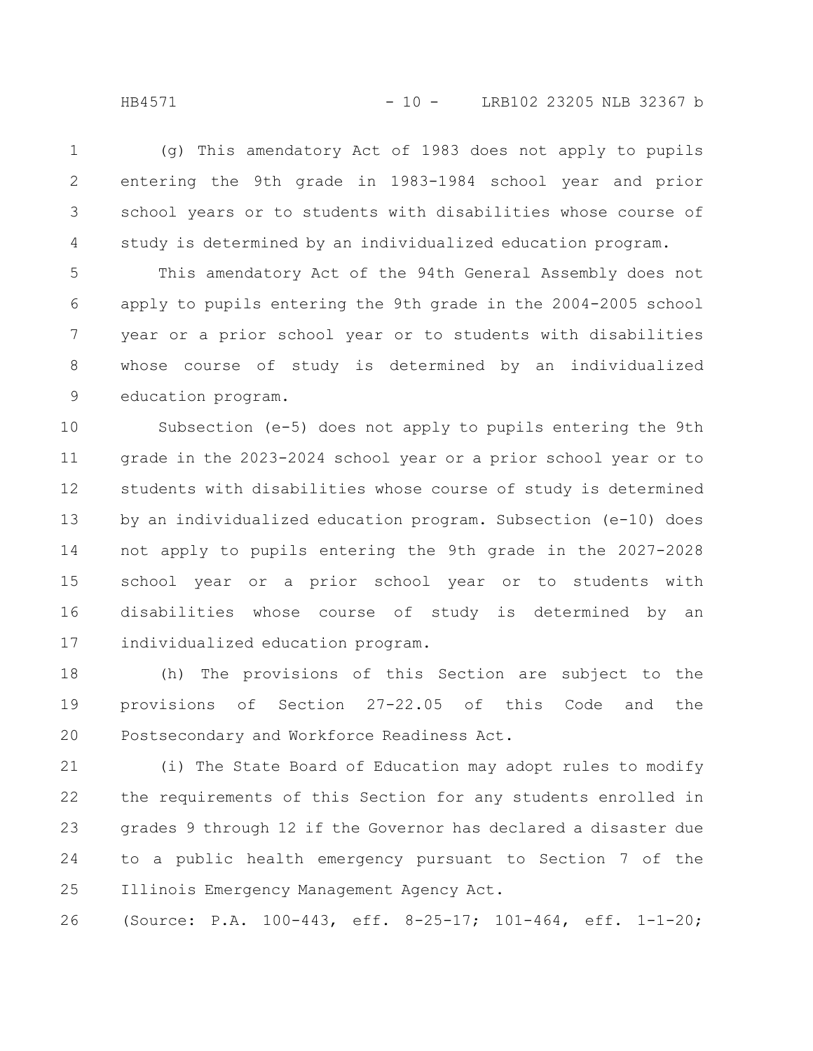(g) This amendatory Act of 1983 does not apply to pupils entering the 9th grade in 1983-1984 school year and prior school years or to students with disabilities whose course of study is determined by an individualized education program.

This amendatory Act of the 94th General Assembly does not apply to pupils entering the 9th grade in the 2004-2005 school year or a prior school year or to students with disabilities whose course of study is determined by an individualized education program.

Subsection (e-5) does not apply to pupils entering the 9th grade in the 2023-2024 school year or a prior school year or to students with disabilities whose course of study is determined by an individualized education program. Subsection (e-10) does not apply to pupils entering the 9th grade in the 2027-2028 school year or a prior school year or to students with disabilities whose course of study is determined by an individualized education program.

(h) The provisions of this Section are subject to the provisions of Section 27-22.05 of this Code and the Postsecondary and Workforce Readiness Act.

(i) The State Board of Education may adopt rules to modify the requirements of this Section for any students enrolled in grades 9 through 12 if the Governor has declared a disaster due to a public health emergency pursuant to Section 7 of the Illinois Emergency Management Agency Act.

(Source: P.A. 100-443, eff. 8-25-17; 101-464, eff. 1-1-20;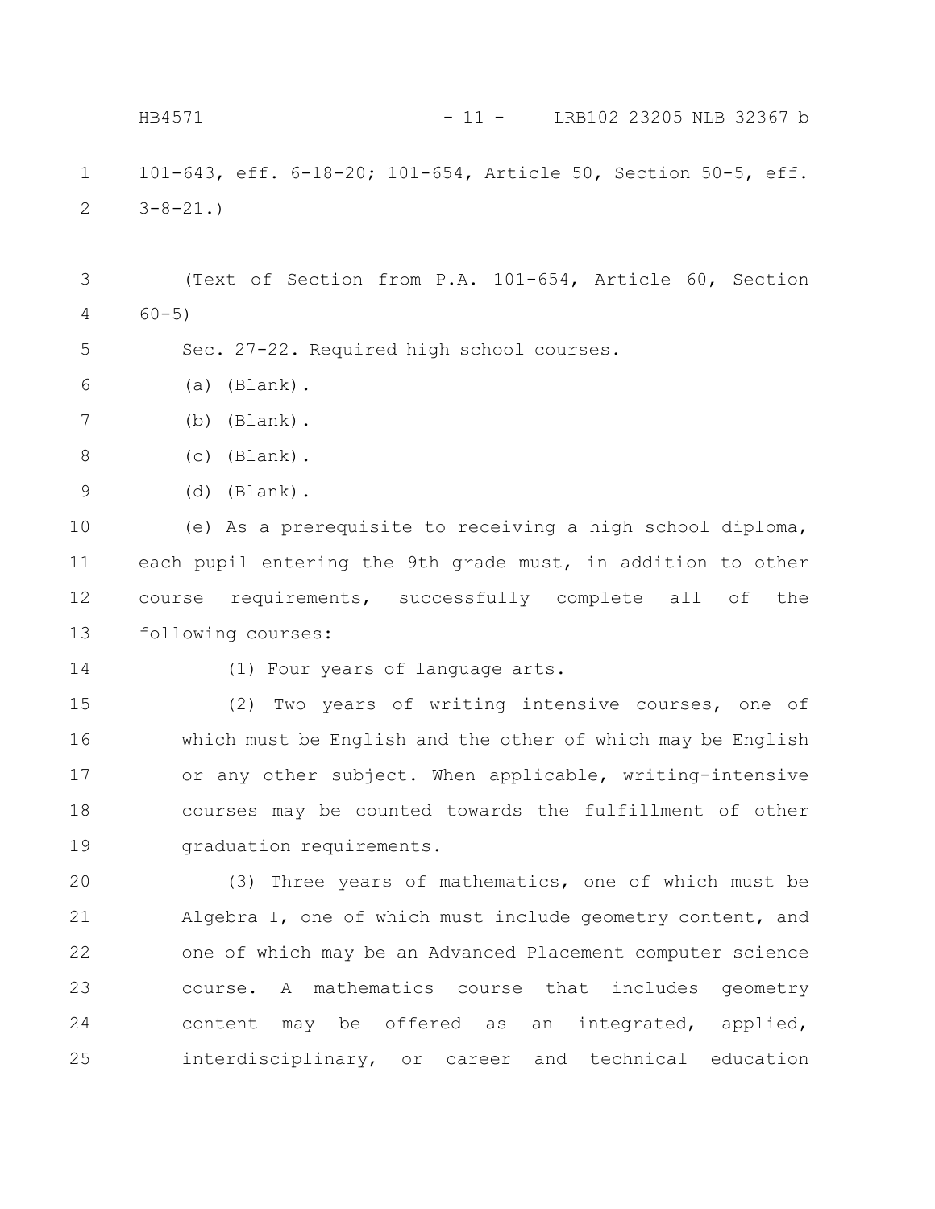101-643, eff. 6-18-20; 101-654, Article 50, Section 50-5, eff. 3-8-21.)

(Text of Section from P.A. 101-654, Article 60, Section 60-5)

Sec. 27-22. Required high school courses.

(a) (Blank).

(b) (Blank).

(c) (Blank).

(d) (Blank).

(e) As a prerequisite to receiving a high school diploma, each pupil entering the 9th grade must, in addition to other course requirements, successfully complete all of the following courses:

(1) Four years of language arts.

(2) Two years of writing intensive courses, one of which must be English and the other of which may be English or any other subject. When applicable, writing-intensive courses may be counted towards the fulfillment of other graduation requirements.

(3) Three years of mathematics, one of which must be Algebra I, one of which must include geometry content, and one of which may be an Advanced Placement computer science course. A mathematics course that includes geometry content may be offered as an integrated, applied, interdisciplinary, or career and technical education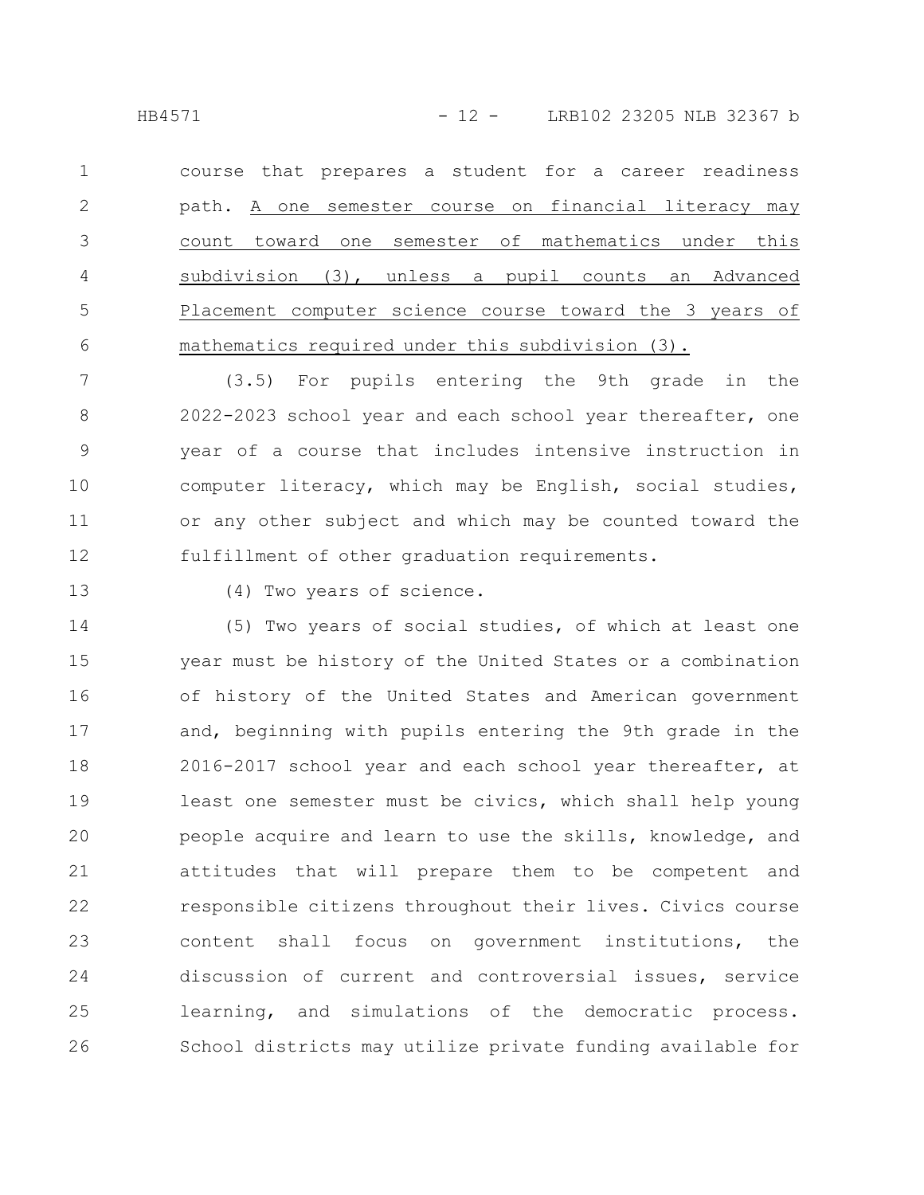course that prepares a student for a career readiness path. <u>A one semester course on financial literacy may count toward one semester of mathematics under this subdivision (3), unless a pupil counts an Advanced Placement computer science course toward the 3 years of mathematics required under this subdivision (3).</u>

(3.5) For pupils entering the 9th grade in the 2022-2023 school year and each school year thereafter, one year of a course that includes intensive instruction in computer literacy, which may be English, social studies, or any other subject and which may be counted toward the fulfillment of other graduation requirements.

(4) Two years of science.

(5) Two years of social studies, of which at least one year must be history of the United States or a combination of history of the United States and American government and, beginning with pupils entering the 9th grade in the 2016-2017 school year and each school year thereafter, at least one semester must be civics, which shall help young people acquire and learn to use the skills, knowledge, and attitudes that will prepare them to be competent and responsible citizens throughout their lives. Civics course content shall focus on government institutions, the discussion of current and controversial issues, service learning, and simulations of the democratic process. School districts may utilize private funding available for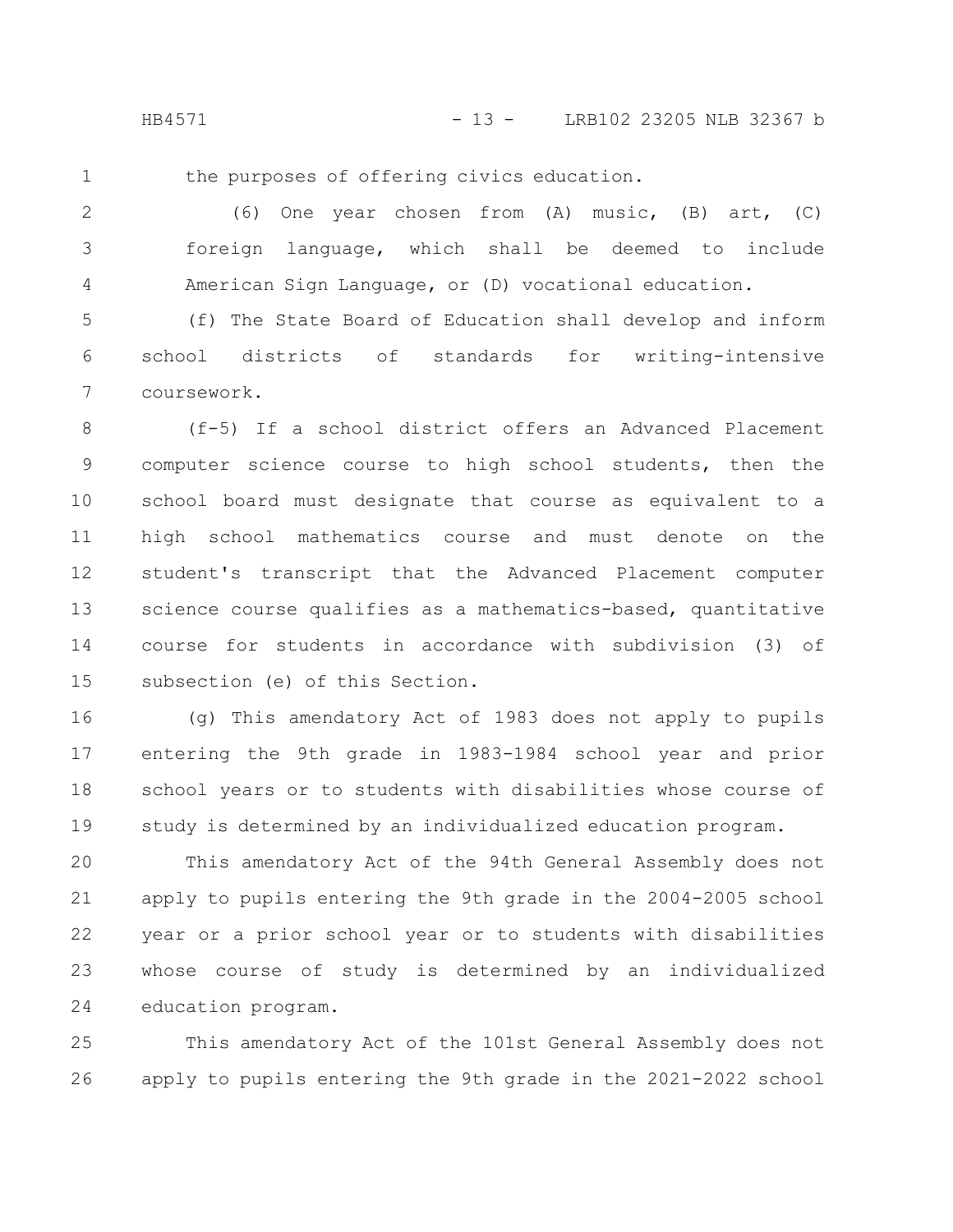the purposes of offering civics education.

(6) One year chosen from (A) music, (B) art, (C) foreign language, which shall be deemed to include American Sign Language, or (D) vocational education.

(f) The State Board of Education shall develop and inform school districts of standards for writing-intensive coursework.

(f-5) If a school district offers an Advanced Placement computer science course to high school students, then the school board must designate that course as equivalent to a high school mathematics course and must denote on the student's transcript that the Advanced Placement computer science course qualifies as a mathematics-based, quantitative course for students in accordance with subdivision (3) of subsection (e) of this Section.

(g) This amendatory Act of 1983 does not apply to pupils entering the 9th grade in 1983-1984 school year and prior school years or to students with disabilities whose course of study is determined by an individualized education program.

This amendatory Act of the 94th General Assembly does not apply to pupils entering the 9th grade in the 2004-2005 school year or a prior school year or to students with disabilities whose course of study is determined by an individualized education program.

This amendatory Act of the 101st General Assembly does not apply to pupils entering the 9th grade in the 2021-2022 school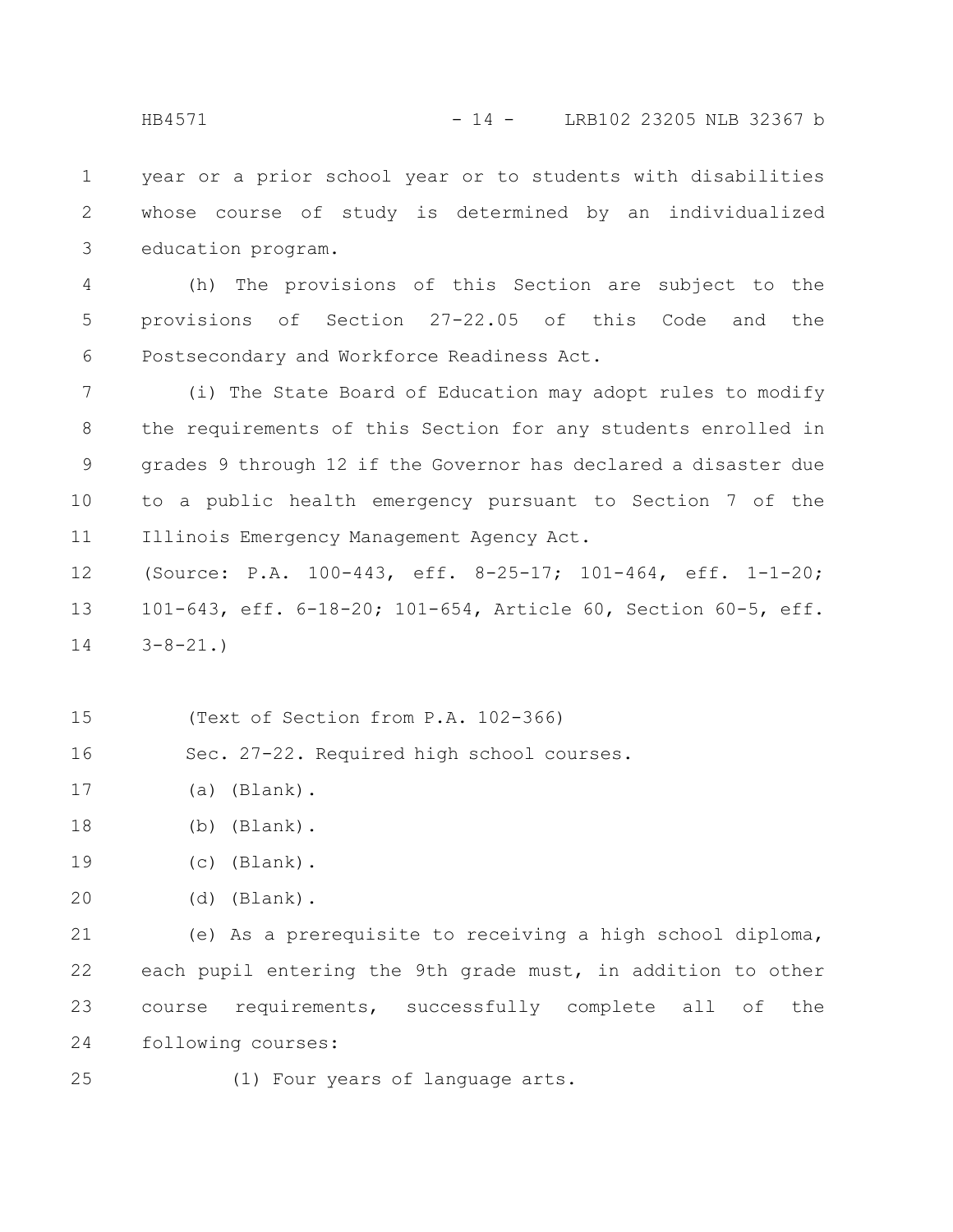year or a prior school year or to students with disabilities whose course of study is determined by an individualized education program.

(h) The provisions of this Section are subject to the provisions of Section 27-22.05 of this Code and the Postsecondary and Workforce Readiness Act.

(i) The State Board of Education may adopt rules to modify the requirements of this Section for any students enrolled in grades 9 through 12 if the Governor has declared a disaster due to a public health emergency pursuant to Section 7 of the Illinois Emergency Management Agency Act.

(Source: P.A. 100-443, eff. 8-25-17; 101-464, eff. 1-1-20; 101-643, eff. 6-18-20; 101-654, Article 60, Section 60-5, eff. 3-8-21.)

(Text of Section from P.A. 102-366)

Sec. 27-22. Required high school courses.

(a) (Blank).

(b) (Blank).

(c) (Blank).

(d) (Blank).

(e) As a prerequisite to receiving a high school diploma, each pupil entering the 9th grade must, in addition to other course requirements, successfully complete all of the following courses:

(1) Four years of language arts.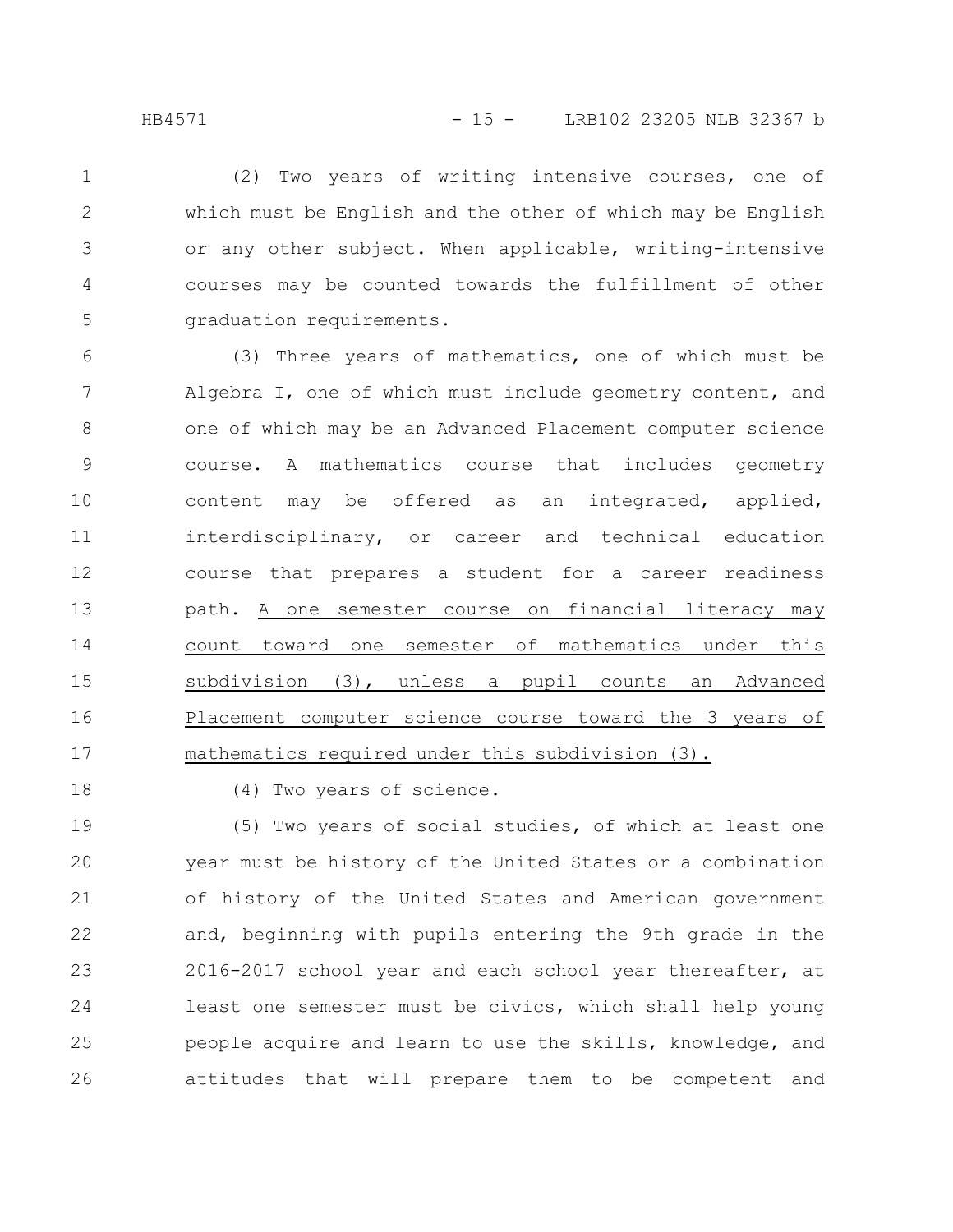(2) Two years of writing intensive courses, one of which must be English and the other of which may be English or any other subject. When applicable, writing-intensive courses may be counted towards the fulfillment of other graduation requirements.

(3) Three years of mathematics, one of which must be Algebra I, one of which must include geometry content, and one of which may be an Advanced Placement computer science course. A mathematics course that includes geometry content may be offered as an integrated, applied, interdisciplinary, or career and technical education course that prepares a student for a career readiness path. <u>A one semester course on financial literacy may count toward one semester of mathematics under this subdivision (3), unless a pupil counts an Advanced Placement computer science course toward the 3 years of mathematics required under this subdivision (3).</u>

(4) Two years of science.

(5) Two years of social studies, of which at least one year must be history of the United States or a combination of history of the United States and American government and, beginning with pupils entering the 9th grade in the 2016-2017 school year and each school year thereafter, at least one semester must be civics, which shall help young people acquire and learn to use the skills, knowledge, and attitudes that will prepare them to be competent and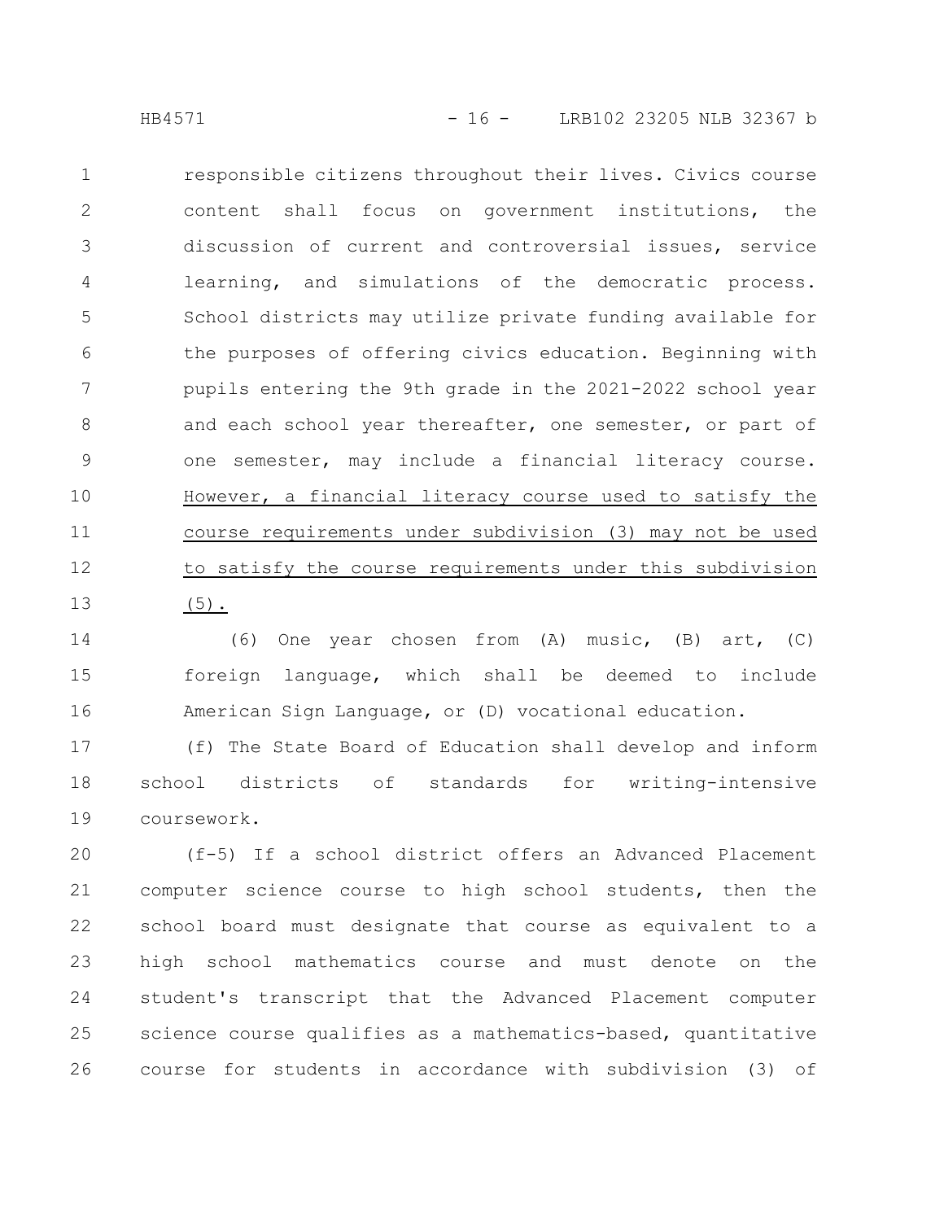responsible citizens throughout their lives. Civics course content shall focus on government institutions, the discussion of current and controversial issues, service learning, and simulations of the democratic process. School districts may utilize private funding available for the purposes of offering civics education. Beginning with pupils entering the 9th grade in the 2021-2022 school year and each school year thereafter, one semester, or part of one semester, may include a financial literacy course. <u>However, a financial literacy course used to satisfy the course requirements under subdivision (3) may not be used to satisfy the course requirements under this subdivision (5).</u>

(6) One year chosen from (A) music, (B) art, (C) foreign language, which shall be deemed to include American Sign Language, or (D) vocational education.

(f) The State Board of Education shall develop and inform school districts of standards for writing-intensive coursework.

(f-5) If a school district offers an Advanced Placement computer science course to high school students, then the school board must designate that course as equivalent to a high school mathematics course and must denote on the student's transcript that the Advanced Placement computer science course qualifies as a mathematics-based, quantitative course for students in accordance with subdivision (3) of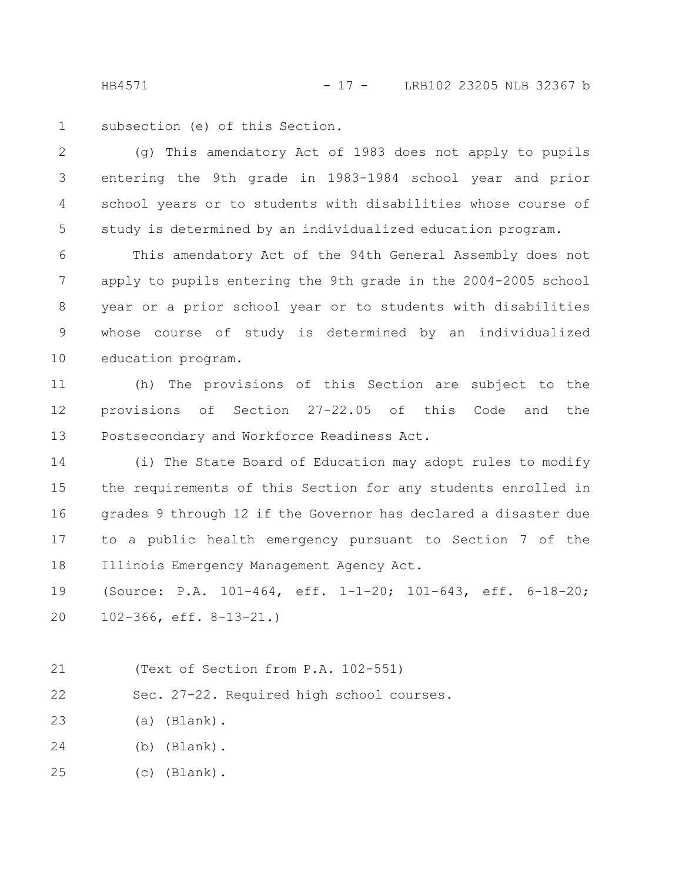subsection (e) of this Section.

(g) This amendatory Act of 1983 does not apply to pupils entering the 9th grade in 1983-1984 school year and prior school years or to students with disabilities whose course of study is determined by an individualized education program.

This amendatory Act of the 94th General Assembly does not apply to pupils entering the 9th grade in the 2004-2005 school year or a prior school year or to students with disabilities whose course of study is determined by an individualized education program.

(h) The provisions of this Section are subject to the provisions of Section 27-22.05 of this Code and the Postsecondary and Workforce Readiness Act.

(i) The State Board of Education may adopt rules to modify the requirements of this Section for any students enrolled in grades 9 through 12 if the Governor has declared a disaster due to a public health emergency pursuant to Section 7 of the Illinois Emergency Management Agency Act.

(Source: P.A. 101-464, eff. 1-1-20; 101-643, eff. 6-18-20; 102-366, eff. 8-13-21.)

(Text of Section from P.A. 102-551)

Sec. 27-22. Required high school courses.

(a) (Blank).

(b) (Blank).

(c) (Blank).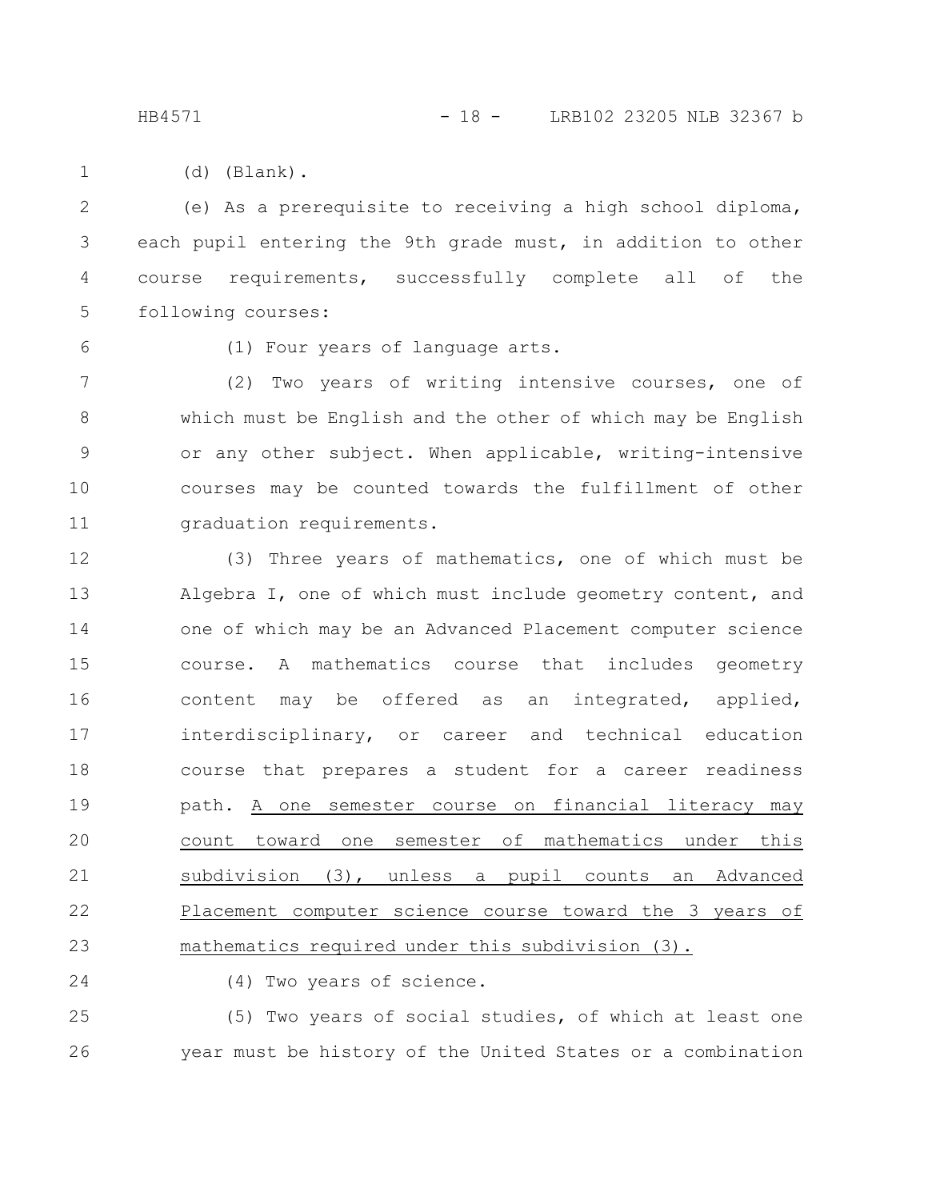(d) (Blank).

(e) As a prerequisite to receiving a high school diploma, each pupil entering the 9th grade must, in addition to other course requirements, successfully complete all of the following courses:

(1) Four years of language arts.

(2) Two years of writing intensive courses, one of which must be English and the other of which may be English or any other subject. When applicable, writing-intensive courses may be counted towards the fulfillment of other graduation requirements.

(3) Three years of mathematics, one of which must be Algebra I, one of which must include geometry content, and one of which may be an Advanced Placement computer science course. A mathematics course that includes geometry content may be offered as an integrated, applied, interdisciplinary, or career and technical education course that prepares a student for a career readiness path. <u>A one semester course on financial literacy may count toward one semester of mathematics under this subdivision (3), unless a pupil counts an Advanced Placement computer science course toward the 3 years of mathematics required under this subdivision (3).</u>

(4) Two years of science.

(5) Two years of social studies, of which at least one year must be history of the United States or a combination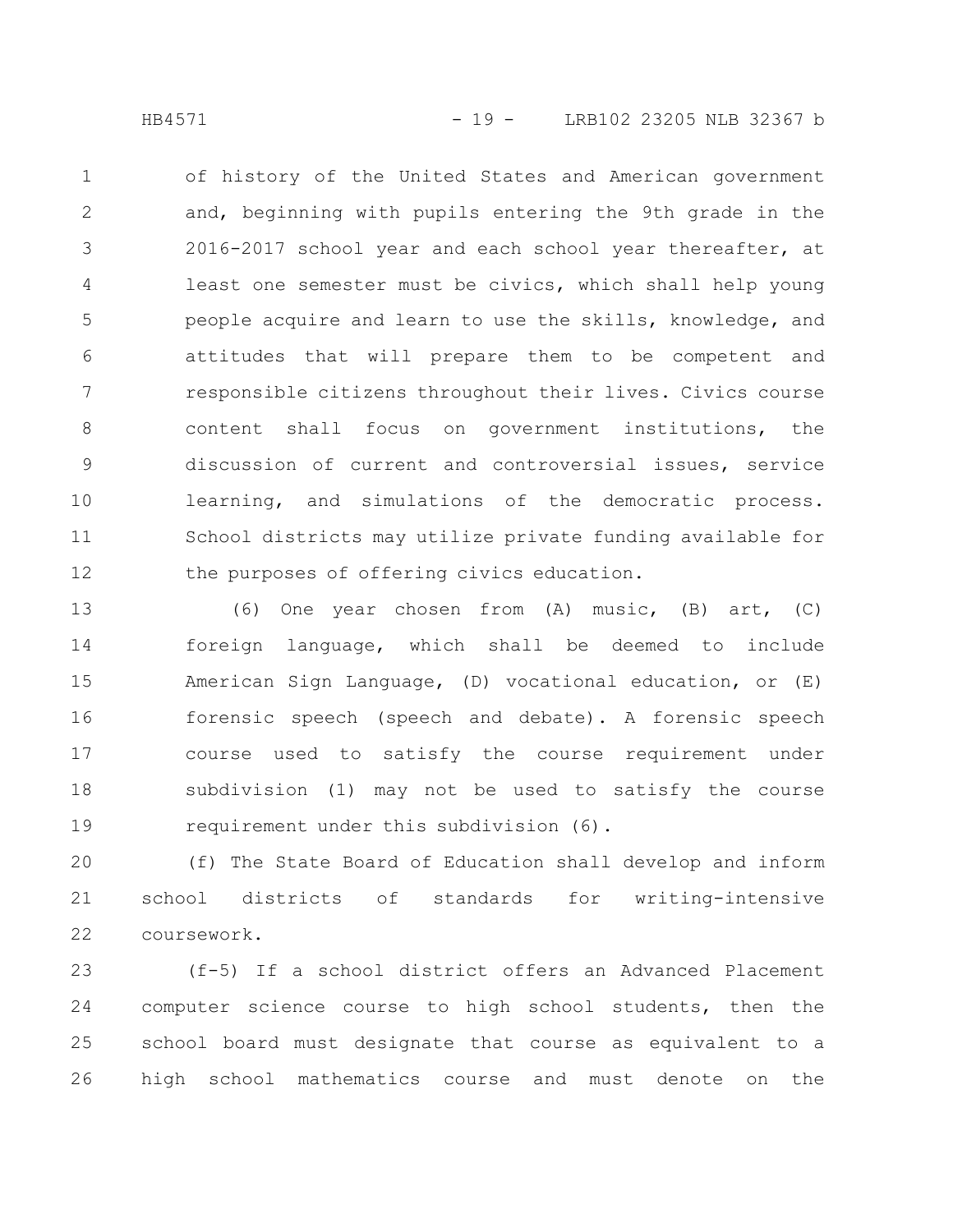of history of the United States and American government and, beginning with pupils entering the 9th grade in the 2016-2017 school year and each school year thereafter, at least one semester must be civics, which shall help young people acquire and learn to use the skills, knowledge, and attitudes that will prepare them to be competent and responsible citizens throughout their lives. Civics course content shall focus on government institutions, the discussion of current and controversial issues, service learning, and simulations of the democratic process. School districts may utilize private funding available for the purposes of offering civics education.

(6) One year chosen from (A) music, (B) art, (C) foreign language, which shall be deemed to include American Sign Language, (D) vocational education, or (E) forensic speech (speech and debate). A forensic speech course used to satisfy the course requirement under subdivision (1) may not be used to satisfy the course requirement under this subdivision (6).

(f) The State Board of Education shall develop and inform school districts of standards for writing-intensive coursework.

(f-5) If a school district offers an Advanced Placement computer science course to high school students, then the school board must designate that course as equivalent to a high school mathematics course and must denote on the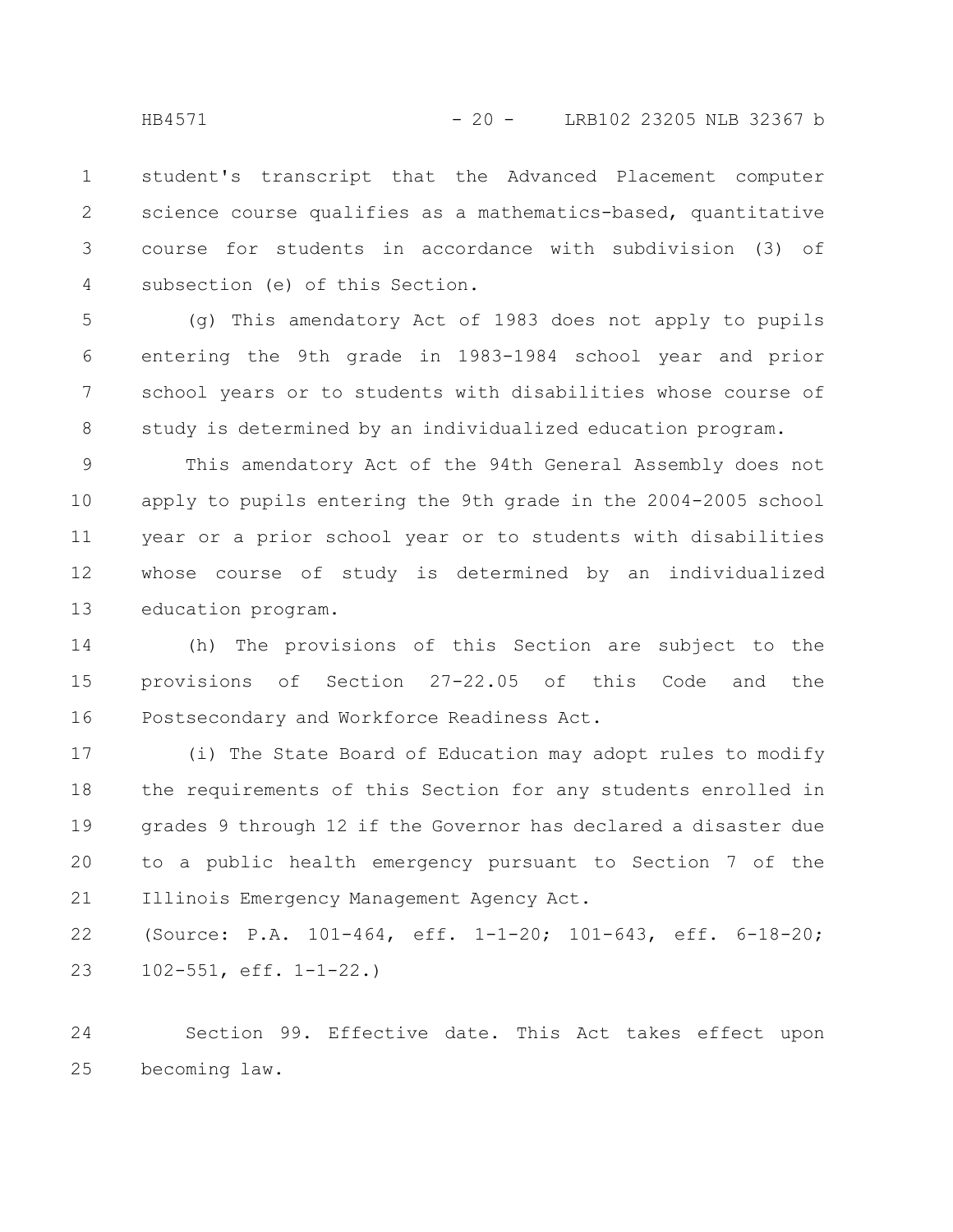student's transcript that the Advanced Placement computer science course qualifies as a mathematics-based, quantitative course for students in accordance with subdivision (3) of subsection (e) of this Section.

(g) This amendatory Act of 1983 does not apply to pupils entering the 9th grade in 1983-1984 school year and prior school years or to students with disabilities whose course of study is determined by an individualized education program.

This amendatory Act of the 94th General Assembly does not apply to pupils entering the 9th grade in the 2004-2005 school year or a prior school year or to students with disabilities whose course of study is determined by an individualized education program.

(h) The provisions of this Section are subject to the provisions of Section 27-22.05 of this Code and the Postsecondary and Workforce Readiness Act.

(i) The State Board of Education may adopt rules to modify the requirements of this Section for any students enrolled in grades 9 through 12 if the Governor has declared a disaster due to a public health emergency pursuant to Section 7 of the Illinois Emergency Management Agency Act.

(Source: P.A. 101-464, eff. 1-1-20; 101-643, eff. 6-18-20; 102-551, eff. 1-1-22.)

Section 99. Effective date. This Act takes effect upon becoming law.